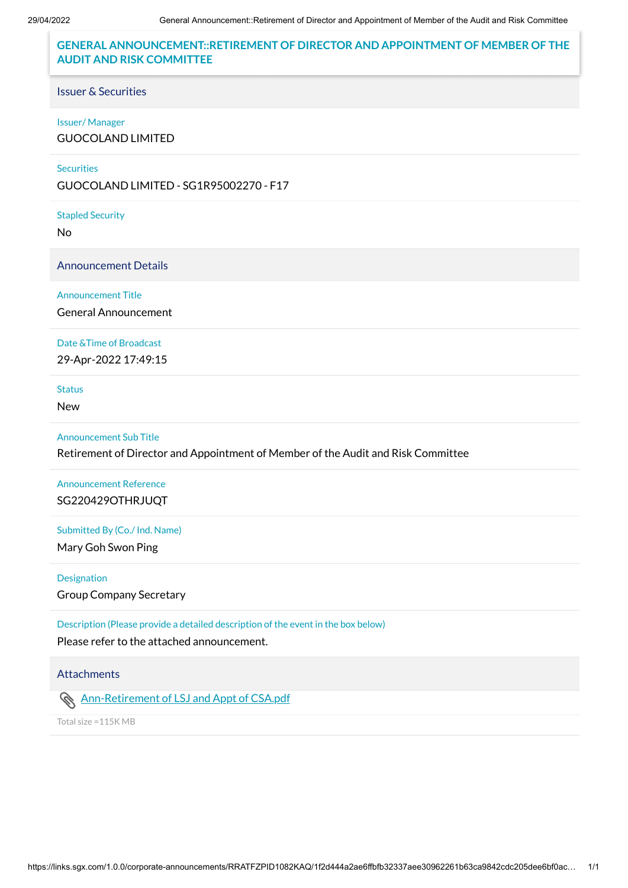# GENERAL ANNOUNCEMENT::RETIREMENT OF DIRECTOR AND APPOINTMENT OF MEMBER OF THE AUDIT AND RISK COMMITTEE

## Issuer & Securities

**Issuer/ Manager**
GUOCOLAND LIMITED

**Securities**
GUOCOLAND LIMITED - SG1R95002270 - F17

**Stapled Security**
No

## Announcement Details

**Announcement Title**
General Announcement

**Date &Time of Broadcast**
29-Apr-2022 17:49:15

**Status**
New

**Announcement Sub Title**
Retirement of Director and Appointment of Member of the Audit and Risk Committee

**Announcement Reference**
SG220429OTHRJUQT

**Submitted By (Co./ Ind. Name)**
Mary Goh Swon Ping

**Designation**
Group Company Secretary

**Description (Please provide a detailed description of the event in the box below)**
Please refer to the attached announcement.

## Attachments

Ann-Retirement of LSJ and Appt of CSA.pdf

Total size =115K MB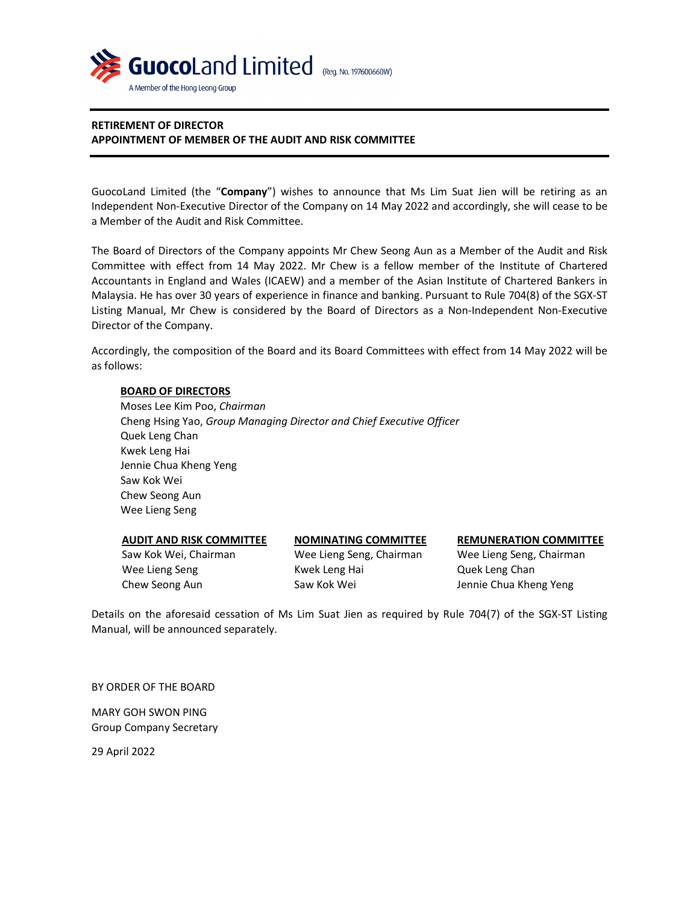**GuocoLand Limited** (Reg. No. 197600660W)

A Member of the Hong Leong Group

**RETIREMENT OF DIRECTOR**
**APPOINTMENT OF MEMBER OF THE AUDIT AND RISK COMMITTEE**

GuocoLand Limited (the "**Company**") wishes to announce that Ms Lim Suat Jien will be retiring as an Independent Non-Executive Director of the Company on 14 May 2022 and accordingly, she will cease to be a Member of the Audit and Risk Committee.

The Board of Directors of the Company appoints Mr Chew Seong Aun as a Member of the Audit and Risk Committee with effect from 14 May 2022. Mr Chew is a fellow member of the Institute of Chartered Accountants in England and Wales (ICAEW) and a member of the Asian Institute of Chartered Bankers in Malaysia. He has over 30 years of experience in finance and banking. Pursuant to Rule 704(8) of the SGX-ST Listing Manual, Mr Chew is considered by the Board of Directors as a Non-Independent Non-Executive Director of the Company.

Accordingly, the composition of the Board and its Board Committees with effect from 14 May 2022 will be as follows:

**BOARD OF DIRECTORS**

Moses Lee Kim Poo, *Chairman*
Cheng Hsing Yao, *Group Managing Director and Chief Executive Officer*
Quek Leng Chan
Kwek Leng Hai
Jennie Chua Kheng Yeng
Saw Kok Wei
Chew Seong Aun
Wee Lieng Seng

| AUDIT AND RISK COMMITTEE | NOMINATING COMMITTEE | REMUNERATION COMMITTEE |
|---|---|---|
| Saw Kok Wei, Chairman | Wee Lieng Seng, Chairman | Wee Lieng Seng, Chairman |
| Wee Lieng Seng | Kwek Leng Hai | Quek Leng Chan |
| Chew Seong Aun | Saw Kok Wei | Jennie Chua Kheng Yeng |

Details on the aforesaid cessation of Ms Lim Suat Jien as required by Rule 704(7) of the SGX-ST Listing Manual, will be announced separately.

BY ORDER OF THE BOARD

MARY GOH SWON PING
Group Company Secretary

29 April 2022